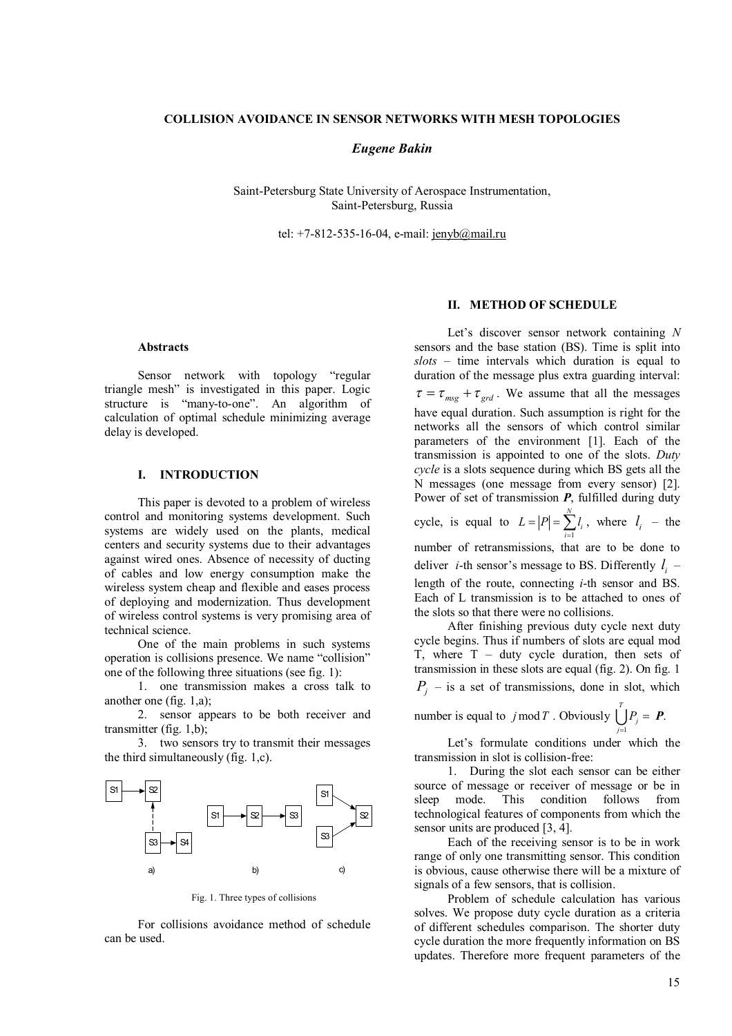# COLLISION AVOIDANCE IN SENSOR NETWORKS WITH MESH TOPOLOGIES

***Eugene Bakin***

Saint-Petersburg State University of Aerospace Instrumentation,
Saint-Petersburg, Russia

tel: +7-812-535-16-04, e-mail: jenyb@mail.ru

### Abstracts

Sensor network with topology "regular triangle mesh" is investigated in this paper. Logic structure is "many-to-one". An algorithm of calculation of optimal schedule minimizing average delay is developed.

## I. INTRODUCTION

This paper is devoted to a problem of wireless control and monitoring systems development. Such systems are widely used on the plants, medical centers and security systems due to their advantages against wired ones. Absence of necessity of ducting of cables and low energy consumption make the wireless system cheap and flexible and eases process of deploying and modernization. Thus development of wireless control systems is very promising area of technical science.

One of the main problems in such systems operation is collisions presence. We name "collision" one of the following three situations (see fig. 1):

1. one transmission makes a cross talk to another one (fig. 1,a);
2. sensor appears to be both receiver and transmitter (fig. 1,b);
3. two sensors try to transmit their messages the third simultaneously (fig. 1,c).

Fig. 1. Three types of collisions

For collisions avoidance method of schedule can be used.

## II. METHOD OF SCHEDULE

Let's discover sensor network containing *N* sensors and the base station (BS). Time is split into *slots* – time intervals which duration is equal to duration of the message plus extra guarding interval: $\tau = \tau_{msg} + \tau_{grd}$. We assume that all the messages have equal duration. Such assumption is right for the networks all the sensors of which control similar parameters of the environment [1]. Each of the transmission is appointed to one of the slots. *Duty cycle* is a slots sequence during which BS gets all the N messages (one message from every sensor) [2]. Power of set of transmission ***P***, fulfilled during duty cycle, is equal to $L = |P| = \sum_{i=1}^{N} l_i$, where $l_i$ – the number of retransmissions, that are to be done to deliver *i*-th sensor's message to BS. Differently $l_i$ – length of the route, connecting *i*-th sensor and BS. Each of L transmission is to be attached to ones of the slots so that there were no collisions.

After finishing previous duty cycle next duty cycle begins. Thus if numbers of slots are equal mod T, where T – duty cycle duration, then sets of transmission in these slots are equal (fig. 2). On fig. 1 $P_j$ – is a set of transmissions, done in slot, which number is equal to $j \bmod T$. Obviously $\bigcup_{j=1}^{T} P_j = \boldsymbol{P}$.

Let's formulate conditions under which the transmission in slot is collision-free:

1. During the slot each sensor can be either source of message or receiver of message or be in sleep mode. This condition follows from technological features of components from which the sensor units are produced [3, 4].

Each of the receiving sensor is to be in work range of only one transmitting sensor. This condition is obvious, cause otherwise there will be a mixture of signals of a few sensors, that is collision.

Problem of schedule calculation has various solves. We propose duty cycle duration as a criteria of different schedules comparison. The shorter duty cycle duration the more frequently information on BS updates. Therefore more frequent parameters of the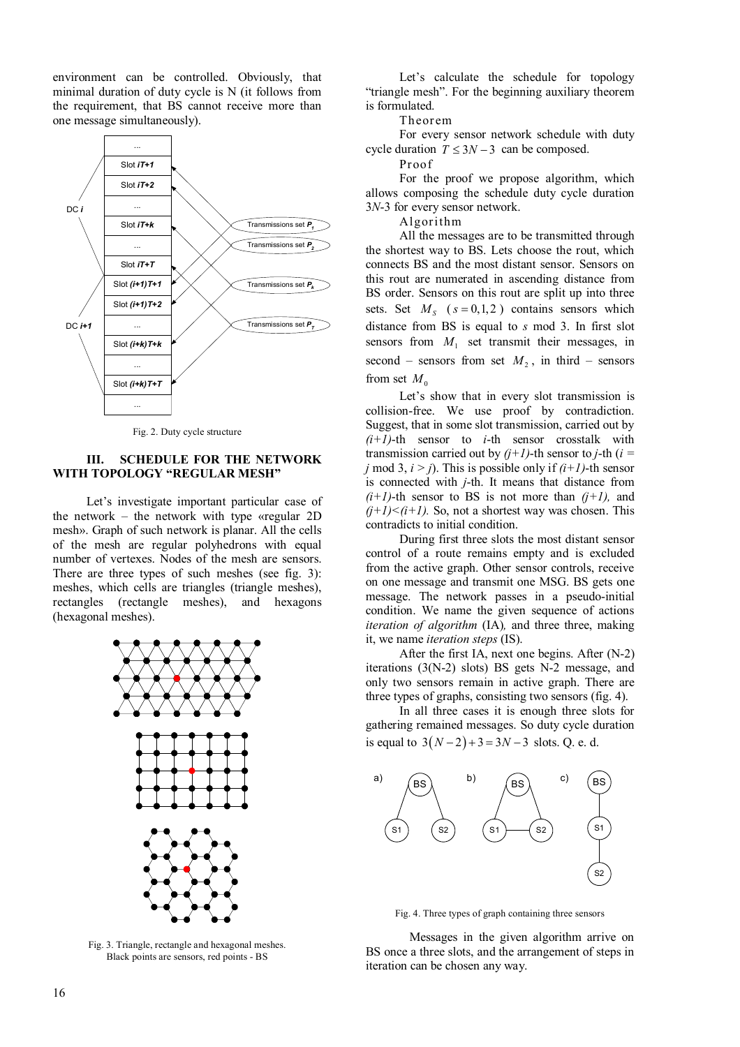environment can be controlled. Obviously, that minimal duration of duty cycle is N (it follows from the requirement, that BS cannot receive more than one message simultaneously).

Fig. 2. Duty cycle structure

## III. SCHEDULE FOR THE NETWORK WITH TOPOLOGY "REGULAR MESH"

Let's investigate important particular case of the network – the network with type «regular 2D mesh». Graph of such network is planar. All the cells of the mesh are regular polyhedrons with equal number of vertexes. Nodes of the mesh are sensors. There are three types of such meshes (see fig. 3): meshes, which cells are triangles (triangle meshes), rectangles (rectangle meshes), and hexagons (hexagonal meshes).

Fig. 3. Triangle, rectangle and hexagonal meshes. Black points are sensors, red points - BS

Let's calculate the schedule for topology "triangle mesh". For the beginning auxiliary theorem is formulated.

Theorem

For every sensor network schedule with duty cycle duration $T \le 3N-3$ can be composed.

Proof

For the proof we propose algorithm, which allows composing the schedule duty cycle duration 3*N*-3 for every sensor network.

Algorithm

All the messages are to be transmitted through the shortest way to BS. Lets choose the rout, which connects BS and the most distant sensor. Sensors on this rout are numerated in ascending distance from BS order. Sensors on this rout are split up into three sets. Set $M_S$ ($s = 0,1,2$) contains sensors which distance from BS is equal to $s$ mod 3. In first slot sensors from $M_1$ set transmit their messages, in second – sensors from set $M_2$, in third – sensors from set $M_0$

Let's show that in every slot transmission is collision-free. We use proof by contradiction. Suggest, that in some slot transmission, carried out by *(i+1)*-th sensor to *i*-th sensor crosstalk with transmission carried out by *(j+1)*-th sensor to *j*-th (*i = j* mod 3, *i > j*). This is possible only if *(i+1)*-th sensor is connected with *j*-th. It means that distance from *(i+1)*-th sensor to BS is not more than *(j+1),* and *(j+1)<(i+1).* So, not a shortest way was chosen. This contradicts to initial condition.

During first three slots the most distant sensor control of a route remains empty and is excluded from the active graph. Other sensor controls, receive on one message and transmit one MSG. BS gets one message. The network passes in a pseudo-initial condition. We name the given sequence of actions *iteration of algorithm* (IA)*,* and three three, making it, we name *iteration steps* (IS).

After the first IA, next one begins. After (N-2) iterations (3(N-2) slots) BS gets N-2 message, and only two sensors remain in active graph. There are three types of graphs, consisting two sensors (fig. 4).

In all three cases it is enough three slots for gathering remained messages. So duty cycle duration is equal to $3(N-2)+3 = 3N-3$ slots. Q. e. d.

Fig. 4. Three types of graph containing three sensors

Messages in the given algorithm arrive on BS once a three slots, and the arrangement of steps in iteration can be chosen any way.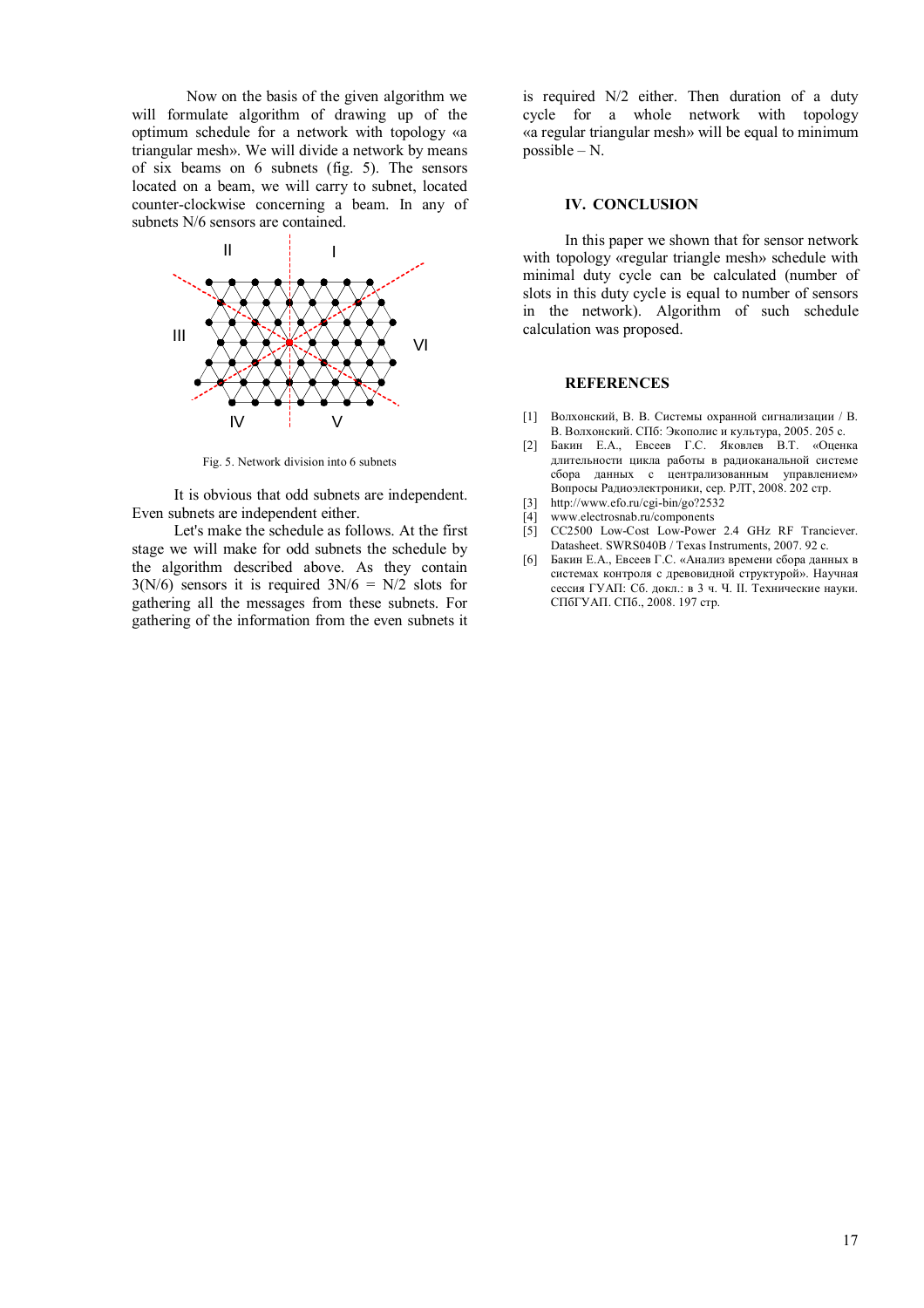Now on the basis of the given algorithm we will formulate algorithm of drawing up of the optimum schedule for a network with topology «a triangular mesh». We will divide a network by means of six beams on 6 subnets (fig. 5). The sensors located on a beam, we will carry to subnet, located counter-clockwise concerning a beam. In any of subnets N/6 sensors are contained.

II
I
III
VI
IV
V

Fig. 5. Network division into 6 subnets

It is obvious that odd subnets are independent. Even subnets are independent either.

Let's make the schedule as follows. At the first stage we will make for odd subnets the schedule by the algorithm described above. As they contain 3(N/6) sensors it is required 3N/6 = N/2 slots for gathering all the messages from these subnets. For gathering of the information from the even subnets it is required N/2 either. Then duration of a duty cycle for a whole network with topology «a regular triangular mesh» will be equal to minimum possible – N.

## IV. CONCLUSION

In this paper we shown that for sensor network with topology «regular triangle mesh» schedule with minimal duty cycle can be calculated (number of slots in this duty cycle is equal to number of sensors in the network). Algorithm of such schedule calculation was proposed.

## REFERENCES

[1] Волхонский, В. В. Системы охранной сигнализации / В. В. Волхонский. СПб: Экополис и культура, 2005. 205 с.

[2] Бакин Е.А., Евсеев Г.С. Яковлев В.Т. «Оценка длительности цикла работы в радиоканальной системе сбора данных с централизованным управлением» Вопросы Радиоэлектроники, сер. РЛТ, 2008. 202 стр.

[3] http://www.efo.ru/cgi-bin/go?2532

[4] www.electrosnab.ru/components

[5] CC2500 Low-Cost Low-Power 2.4 GHz RF Tranciever. Datasheet. SWRS040B / Texas Instruments, 2007. 92 c.

[6] Бакин Е.А., Евсеев Г.С. «Анализ времени сбора данных в системах контроля с древовидной структурой». Научная сессия ГУАП: Сб. докл.: в 3 ч. Ч. II. Технические науки. СПбГУАП. СПб., 2008. 197 стр.